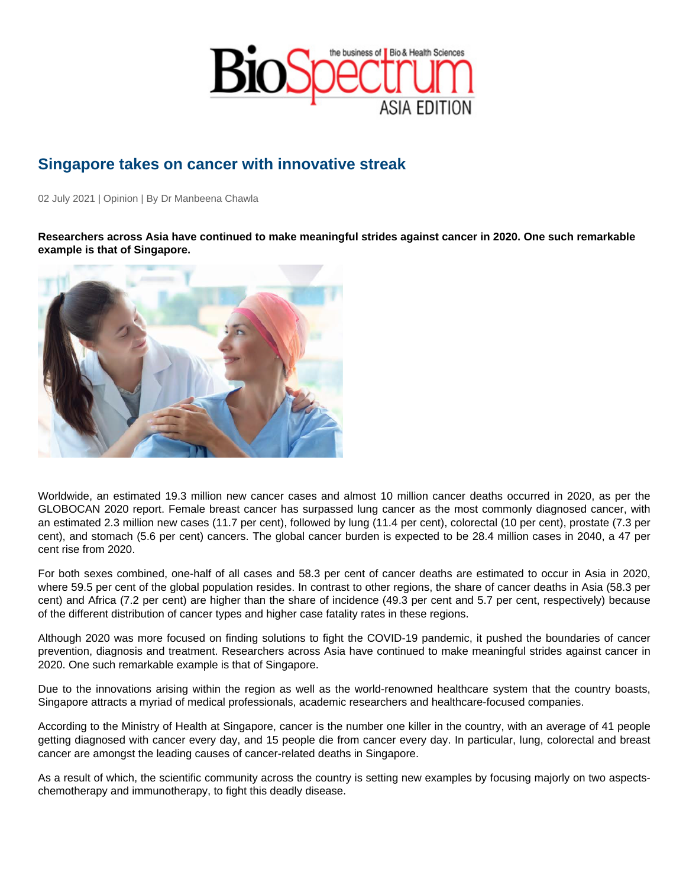# Singapore takes on cancer with innovative streak

02 July 2021 | Opinion | By Dr Manbeena Chawla

**Researchers across Asia have continued to make meaningful strides against cancer in 2020. One such remarkable example is that of Singapore.**

Worldwide, an estimated 19.3 million new cancer cases and almost 10 million cancer deaths occurred in 2020, as per the GLOBOCAN 2020 report. Female breast cancer has surpassed lung cancer as the most commonly diagnosed cancer, with an estimated 2.3 million new cases (11.7 per cent), followed by lung (11.4 per cent), colorectal (10 per cent), prostate (7.3 per cent), and stomach (5.6 per cent) cancers. The global cancer burden is expected to be 28.4 million cases in 2040, a 47 per cent rise from 2020.

For both sexes combined, one-half of all cases and 58.3 per cent of cancer deaths are estimated to occur in Asia in 2020, where 59.5 per cent of the global population resides. In contrast to other regions, the share of cancer deaths in Asia (58.3 per cent) and Africa (7.2 per cent) are higher than the share of incidence (49.3 per cent and 5.7 per cent, respectively) because of the different distribution of cancer types and higher case fatality rates in these regions.

Although 2020 was more focused on finding solutions to fight the COVID-19 pandemic, it pushed the boundaries of cancer prevention, diagnosis and treatment. Researchers across Asia have continued to make meaningful strides against cancer in 2020. One such remarkable example is that of Singapore.

Due to the innovations arising within the region as well as the world-renowned healthcare system that the country boasts, Singapore attracts a myriad of medical professionals, academic researchers and healthcare-focused companies.

According to the Ministry of Health at Singapore, cancer is the number one killer in the country, with an average of 41 people getting diagnosed with cancer every day, and 15 people die from cancer every day. In particular, lung, colorectal and breast cancer are amongst the leading causes of cancer-related deaths in Singapore.

As a result of which, the scientific community across the country is setting new examples by focusing majorly on two aspects- chemotherapy and immunotherapy, to fight this deadly disease.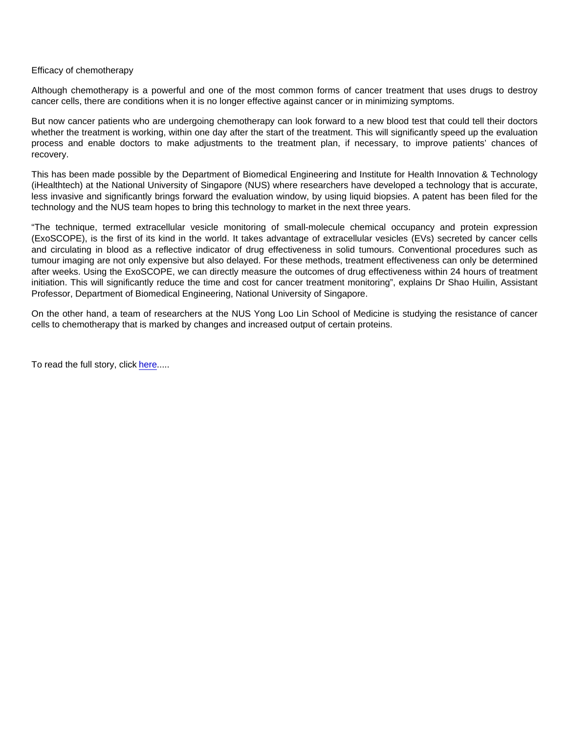Efficacy of chemotherapy

Although chemotherapy is a powerful and one of the most common forms of cancer treatment that uses drugs to destroy cancer cells, there are conditions when it is no longer effective against cancer or in minimizing symptoms.

But now cancer patients who are undergoing chemotherapy can look forward to a new blood test that could tell their doctors whether the treatment is working, within one day after the start of the treatment. This will significantly speed up the evaluation process and enable doctors to make adjustments to the treatment plan, if necessary, to improve patients' chances of recovery.

This has been made possible by the Department of Biomedical Engineering and Institute for Health Innovation & Technology (iHealthtech) at the National University of Singapore (NUS) where researchers have developed a technology that is accurate, less invasive and significantly brings forward the evaluation window, by using liquid biopsies. A patent has been filed for the technology and the NUS team hopes to bring this technology to market in the next three years.

"The technique, termed extracellular vesicle monitoring of small-molecule chemical occupancy and protein expression (ExoSCOPE), is the first of its kind in the world. It takes advantage of extracellular vesicles (EVs) secreted by cancer cells and circulating in blood as a reflective indicator of drug effectiveness in solid tumours. Conventional procedures such as tumour imaging are not only expensive but also delayed. For these methods, treatment effectiveness can only be determined after weeks. Using the ExoSCOPE, we can directly measure the outcomes of drug effectiveness within 24 hours of treatment initiation. This will significantly reduce the time and cost for cancer treatment monitoring", explains Dr Shao Huilin, Assistant Professor, Department of Biomedical Engineering, National University of Singapore.

On the other hand, a team of researchers at the NUS Yong Loo Lin School of Medicine is studying the resistance of cancer cells to chemotherapy that is marked by changes and increased output of certain proteins.

To read the full story, click here.....